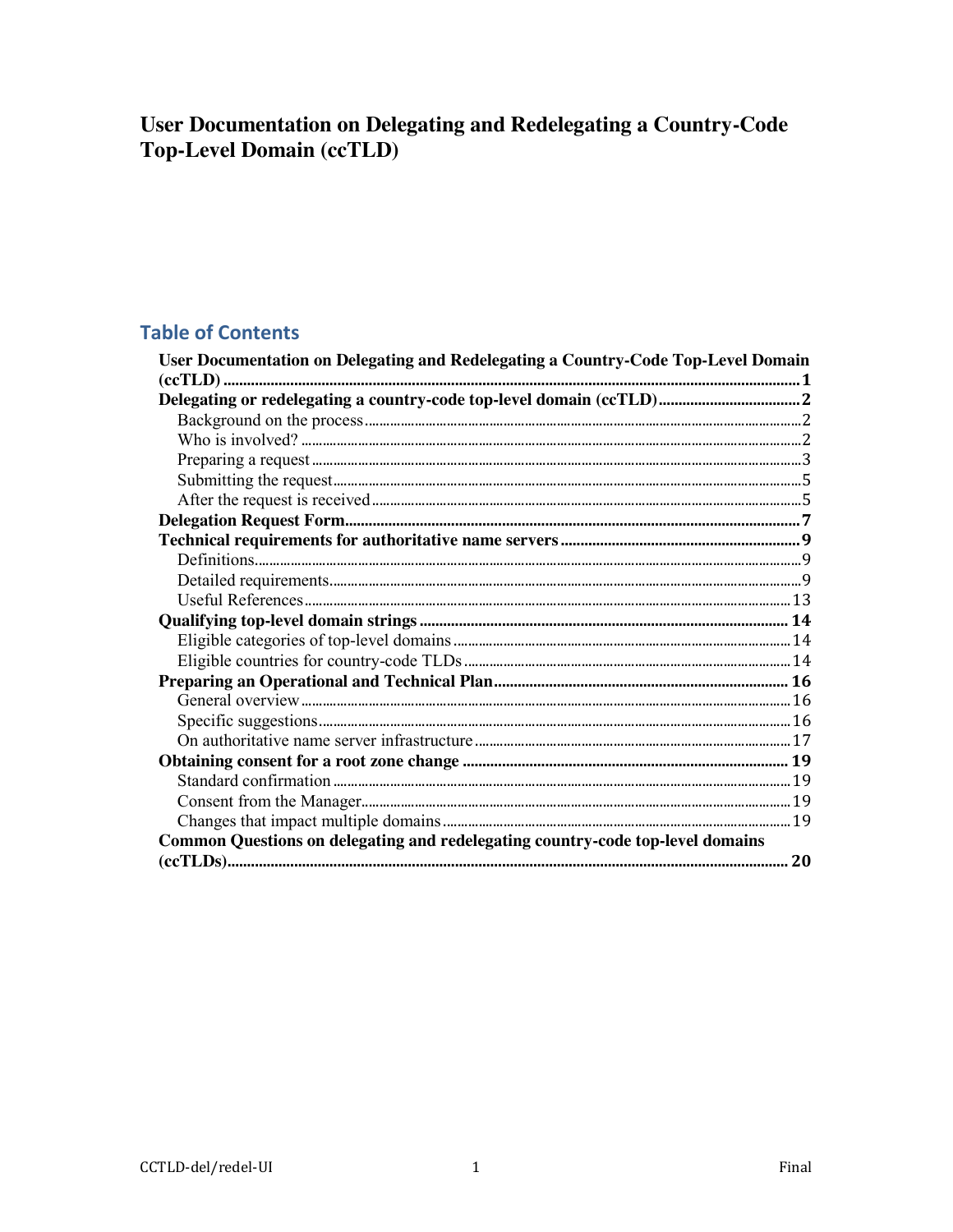# User Documentation on Delegating and Redelegating a Country-Code Top-Level Domain (ccTLD)

## Table of Contents

**User Documentation on Delegating and Redelegating a Country-Code Top-Level Domain (ccTLD)** ........ 1

**Delegating or redelegating a country-code top-level domain (ccTLD)** ........ 2

- Background on the process ........ 2
- Who is involved? ........ 2
- Preparing a request ........ 3
- Submitting the request ........ 5
- After the request is received ........ 5

**Delegation Request Form** ........ 7

**Technical requirements for authoritative name servers** ........ 9

- Definitions ........ 9
- Detailed requirements ........ 9
- Useful References ........ 13

**Qualifying top-level domain strings** ........ 14

- Eligible categories of top-level domains ........ 14
- Eligible countries for country-code TLDs ........ 14

**Preparing an Operational and Technical Plan** ........ 16

- General overview ........ 16
- Specific suggestions ........ 16
- On authoritative name server infrastructure ........ 17

**Obtaining consent for a root zone change** ........ 19

- Standard confirmation ........ 19
- Consent from the Manager ........ 19
- Changes that impact multiple domains ........ 19

**Common Questions on delegating and redelegating country-code top-level domains (ccTLDs)** ........ 20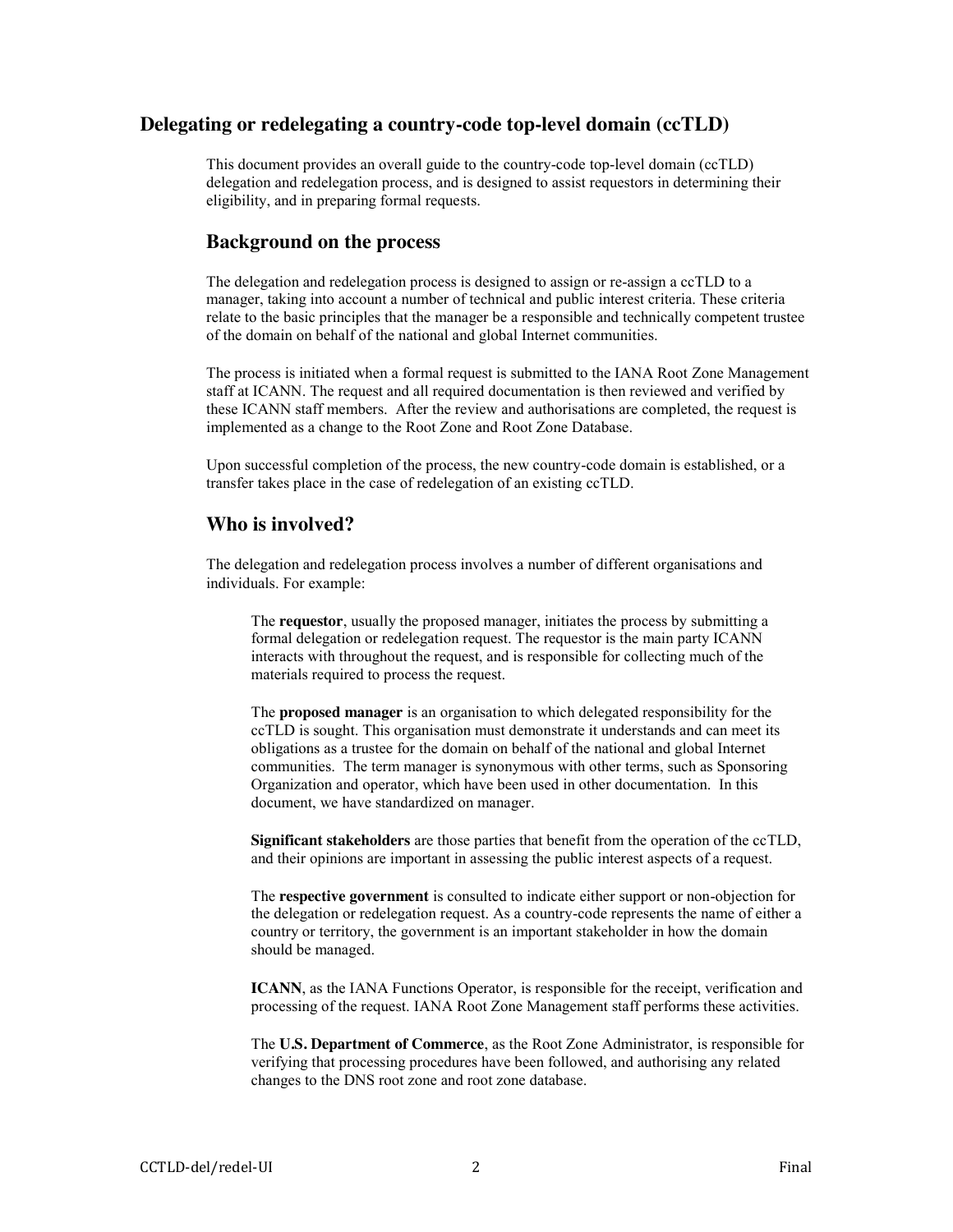# Delegating or redelegating a country-code top-level domain (ccTLD)

This document provides an overall guide to the country-code top-level domain (ccTLD) delegation and redelegation process, and is designed to assist requestors in determining their eligibility, and in preparing formal requests.

## Background on the process

The delegation and redelegation process is designed to assign or re-assign a ccTLD to a manager, taking into account a number of technical and public interest criteria. These criteria relate to the basic principles that the manager be a responsible and technically competent trustee of the domain on behalf of the national and global Internet communities.

The process is initiated when a formal request is submitted to the IANA Root Zone Management staff at ICANN. The request and all required documentation is then reviewed and verified by these ICANN staff members. After the review and authorisations are completed, the request is implemented as a change to the Root Zone and Root Zone Database.

Upon successful completion of the process, the new country-code domain is established, or a transfer takes place in the case of redelegation of an existing ccTLD.

## Who is involved?

The delegation and redelegation process involves a number of different organisations and individuals. For example:

The **requestor**, usually the proposed manager, initiates the process by submitting a formal delegation or redelegation request. The requestor is the main party ICANN interacts with throughout the request, and is responsible for collecting much of the materials required to process the request.

The **proposed manager** is an organisation to which delegated responsibility for the ccTLD is sought. This organisation must demonstrate it understands and can meet its obligations as a trustee for the domain on behalf of the national and global Internet communities. The term manager is synonymous with other terms, such as Sponsoring Organization and operator, which have been used in other documentation. In this document, we have standardized on manager.

**Significant stakeholders** are those parties that benefit from the operation of the ccTLD, and their opinions are important in assessing the public interest aspects of a request.

The **respective government** is consulted to indicate either support or non-objection for the delegation or redelegation request. As a country-code represents the name of either a country or territory, the government is an important stakeholder in how the domain should be managed.

**ICANN**, as the IANA Functions Operator, is responsible for the receipt, verification and processing of the request. IANA Root Zone Management staff performs these activities.

The **U.S. Department of Commerce**, as the Root Zone Administrator, is responsible for verifying that processing procedures have been followed, and authorising any related changes to the DNS root zone and root zone database.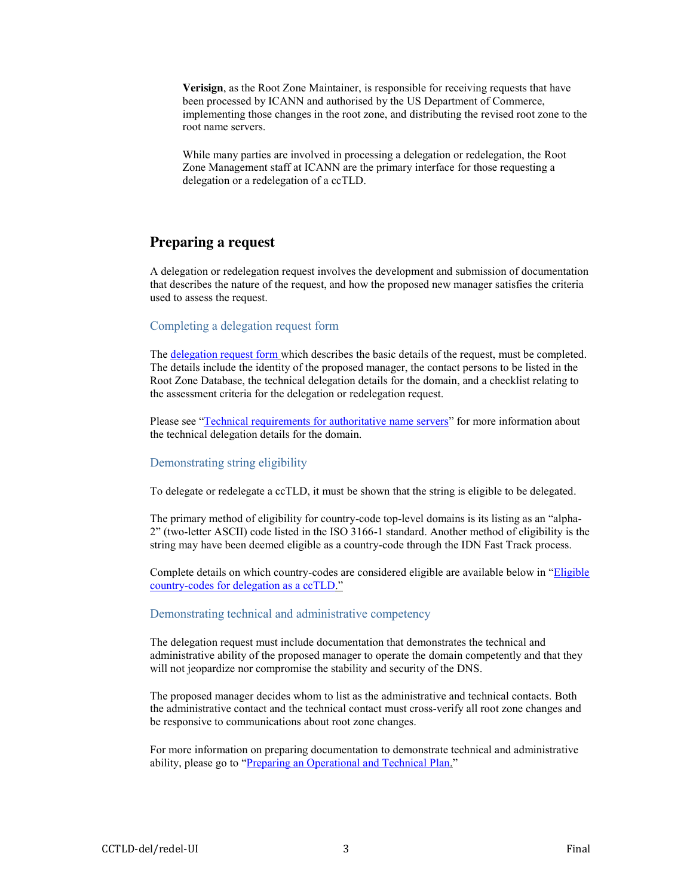**Verisign**, as the Root Zone Maintainer, is responsible for receiving requests that have been processed by ICANN and authorised by the US Department of Commerce, implementing those changes in the root zone, and distributing the revised root zone to the root name servers.

While many parties are involved in processing a delegation or redelegation, the Root Zone Management staff at ICANN are the primary interface for those requesting a delegation or a redelegation of a ccTLD.

## Preparing a request

A delegation or redelegation request involves the development and submission of documentation that describes the nature of the request, and how the proposed new manager satisfies the criteria used to assess the request.

### Completing a delegation request form

The delegation request form which describes the basic details of the request, must be completed. The details include the identity of the proposed manager, the contact persons to be listed in the Root Zone Database, the technical delegation details for the domain, and a checklist relating to the assessment criteria for the delegation or redelegation request.

Please see "Technical requirements for authoritative name servers" for more information about the technical delegation details for the domain.

### Demonstrating string eligibility

To delegate or redelegate a ccTLD, it must be shown that the string is eligible to be delegated.

The primary method of eligibility for country-code top-level domains is its listing as an "alpha-2" (two-letter ASCII) code listed in the ISO 3166-1 standard. Another method of eligibility is the string may have been deemed eligible as a country-code through the IDN Fast Track process.

Complete details on which country-codes are considered eligible are available below in "Eligible country-codes for delegation as a ccTLD."

### Demonstrating technical and administrative competency

The delegation request must include documentation that demonstrates the technical and administrative ability of the proposed manager to operate the domain competently and that they will not jeopardize nor compromise the stability and security of the DNS.

The proposed manager decides whom to list as the administrative and technical contacts. Both the administrative contact and the technical contact must cross-verify all root zone changes and be responsive to communications about root zone changes.

For more information on preparing documentation to demonstrate technical and administrative ability, please go to "Preparing an Operational and Technical Plan."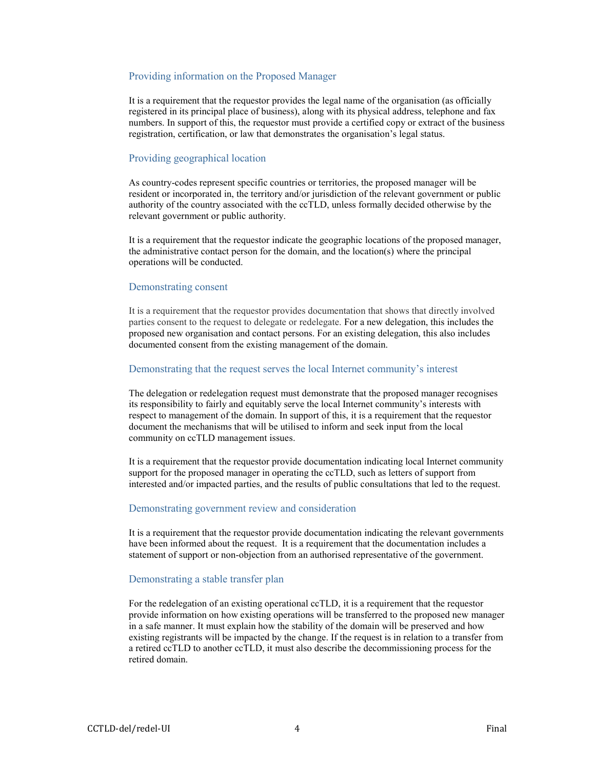### Providing information on the Proposed Manager

It is a requirement that the requestor provides the legal name of the organisation (as officially registered in its principal place of business), along with its physical address, telephone and fax numbers. In support of this, the requestor must provide a certified copy or extract of the business registration, certification, or law that demonstrates the organisation's legal status.

### Providing geographical location

As country-codes represent specific countries or territories, the proposed manager will be resident or incorporated in, the territory and/or jurisdiction of the relevant government or public authority of the country associated with the ccTLD, unless formally decided otherwise by the relevant government or public authority.

It is a requirement that the requestor indicate the geographic locations of the proposed manager, the administrative contact person for the domain, and the location(s) where the principal operations will be conducted.

### Demonstrating consent

It is a requirement that the requestor provides documentation that shows that directly involved parties consent to the request to delegate or redelegate. For a new delegation, this includes the proposed new organisation and contact persons. For an existing delegation, this also includes documented consent from the existing management of the domain.

### Demonstrating that the request serves the local Internet community's interest

The delegation or redelegation request must demonstrate that the proposed manager recognises its responsibility to fairly and equitably serve the local Internet community's interests with respect to management of the domain. In support of this, it is a requirement that the requestor document the mechanisms that will be utilised to inform and seek input from the local community on ccTLD management issues.

It is a requirement that the requestor provide documentation indicating local Internet community support for the proposed manager in operating the ccTLD, such as letters of support from interested and/or impacted parties, and the results of public consultations that led to the request.

### Demonstrating government review and consideration

It is a requirement that the requestor provide documentation indicating the relevant governments have been informed about the request. It is a requirement that the documentation includes a statement of support or non-objection from an authorised representative of the government.

### Demonstrating a stable transfer plan

For the redelegation of an existing operational ccTLD, it is a requirement that the requestor provide information on how existing operations will be transferred to the proposed new manager in a safe manner. It must explain how the stability of the domain will be preserved and how existing registrants will be impacted by the change. If the request is in relation to a transfer from a retired ccTLD to another ccTLD, it must also describe the decommissioning process for the retired domain.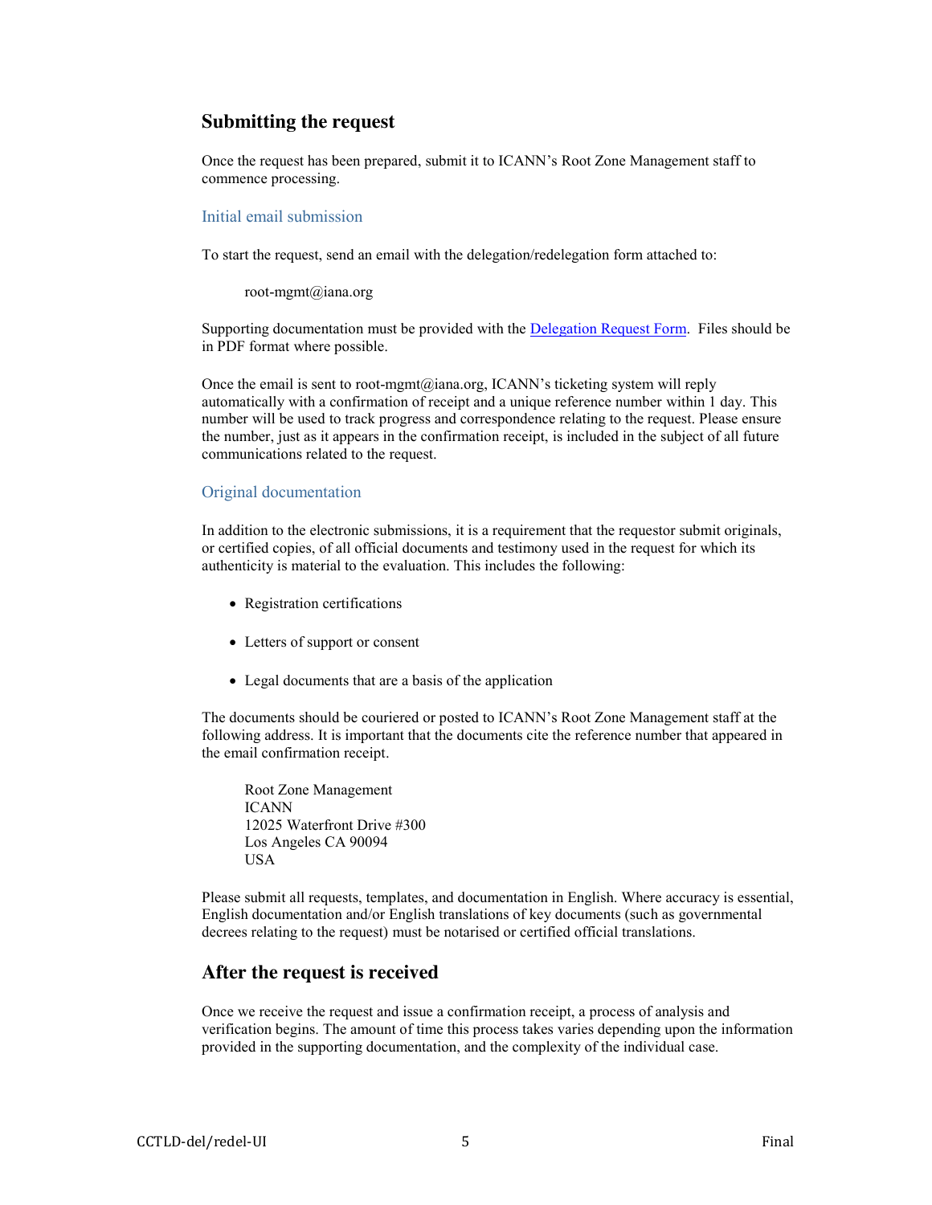## Submitting the request

Once the request has been prepared, submit it to ICANN's Root Zone Management staff to commence processing.

### Initial email submission

To start the request, send an email with the delegation/redelegation form attached to:

> root-mgmt@iana.org

Supporting documentation must be provided with the [Delegation Request Form](). Files should be in PDF format where possible.

Once the email is sent to root-mgmt@iana.org, ICANN's ticketing system will reply automatically with a confirmation of receipt and a unique reference number within 1 day. This number will be used to track progress and correspondence relating to the request. Please ensure the number, just as it appears in the confirmation receipt, is included in the subject of all future communications related to the request.

### Original documentation

In addition to the electronic submissions, it is a requirement that the requestor submit originals, or certified copies, of all official documents and testimony used in the request for which its authenticity is material to the evaluation. This includes the following:

- Registration certifications
- Letters of support or consent
- Legal documents that are a basis of the application

The documents should be couriered or posted to ICANN's Root Zone Management staff at the following address. It is important that the documents cite the reference number that appeared in the email confirmation receipt.

> Root Zone Management
> ICANN
> 12025 Waterfront Drive #300
> Los Angeles CA 90094
> USA

Please submit all requests, templates, and documentation in English. Where accuracy is essential, English documentation and/or English translations of key documents (such as governmental decrees relating to the request) must be notarised or certified official translations.

## After the request is received

Once we receive the request and issue a confirmation receipt, a process of analysis and verification begins. The amount of time this process takes varies depending upon the information provided in the supporting documentation, and the complexity of the individual case.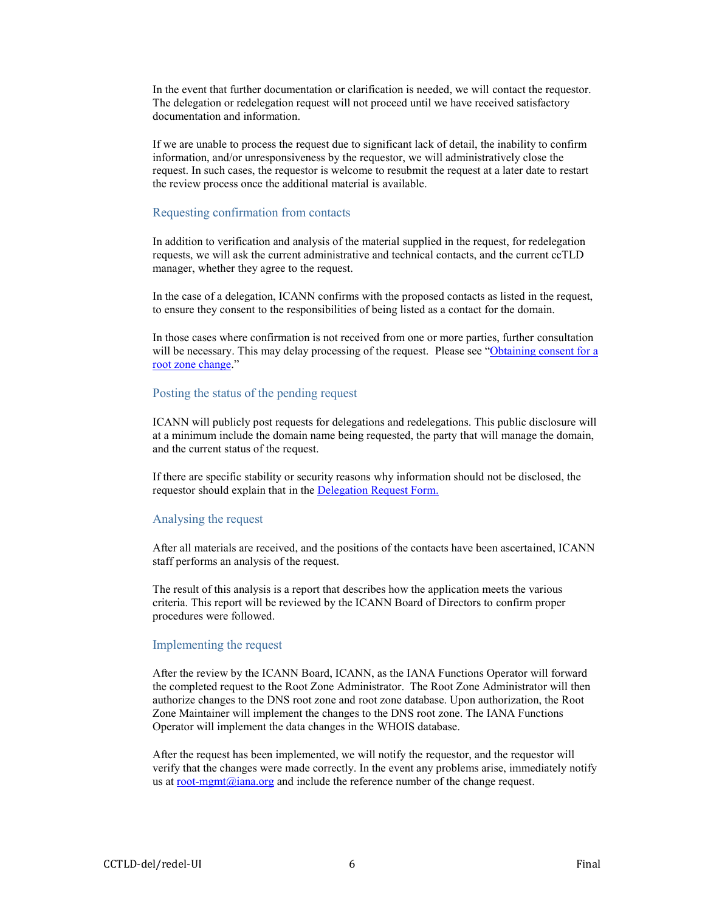In the event that further documentation or clarification is needed, we will contact the requestor. The delegation or redelegation request will not proceed until we have received satisfactory documentation and information.

If we are unable to process the request due to significant lack of detail, the inability to confirm information, and/or unresponsiveness by the requestor, we will administratively close the request. In such cases, the requestor is welcome to resubmit the request at a later date to restart the review process once the additional material is available.

### Requesting confirmation from contacts

In addition to verification and analysis of the material supplied in the request, for redelegation requests, we will ask the current administrative and technical contacts, and the current ccTLD manager, whether they agree to the request.

In the case of a delegation, ICANN confirms with the proposed contacts as listed in the request, to ensure they consent to the responsibilities of being listed as a contact for the domain.

In those cases where confirmation is not received from one or more parties, further consultation will be necessary. This may delay processing of the request. Please see "Obtaining consent for a root zone change."

### Posting the status of the pending request

ICANN will publicly post requests for delegations and redelegations. This public disclosure will at a minimum include the domain name being requested, the party that will manage the domain, and the current status of the request.

If there are specific stability or security reasons why information should not be disclosed, the requestor should explain that in the Delegation Request Form.

### Analysing the request

After all materials are received, and the positions of the contacts have been ascertained, ICANN staff performs an analysis of the request.

The result of this analysis is a report that describes how the application meets the various criteria. This report will be reviewed by the ICANN Board of Directors to confirm proper procedures were followed.

### Implementing the request

After the review by the ICANN Board, ICANN, as the IANA Functions Operator will forward the completed request to the Root Zone Administrator. The Root Zone Administrator will then authorize changes to the DNS root zone and root zone database. Upon authorization, the Root Zone Maintainer will implement the changes to the DNS root zone. The IANA Functions Operator will implement the data changes in the WHOIS database.

After the request has been implemented, we will notify the requestor, and the requestor will verify that the changes were made correctly. In the event any problems arise, immediately notify us at root-mgmt@iana.org and include the reference number of the change request.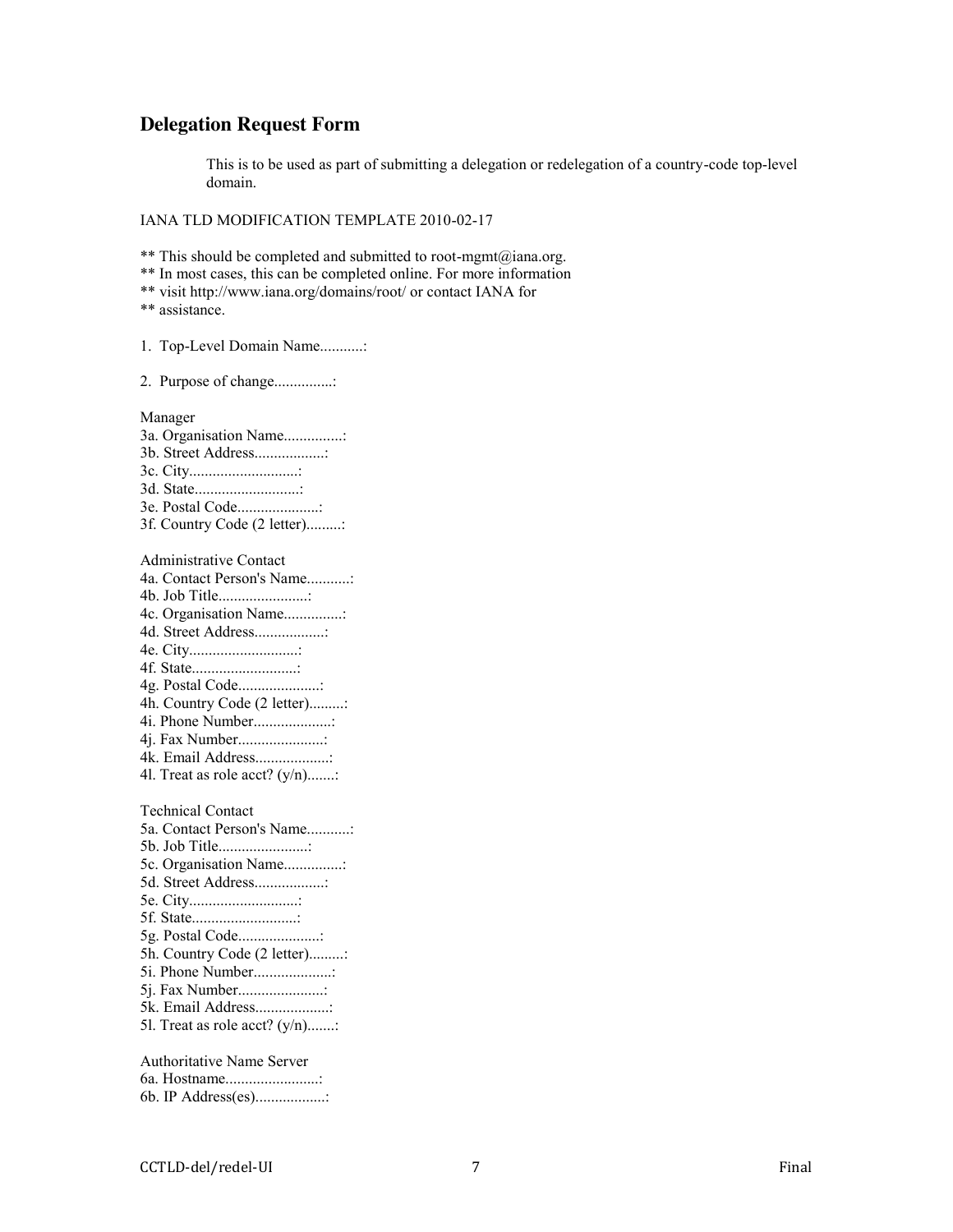## Delegation Request Form

This is to be used as part of submitting a delegation or redelegation of a country-code top-level domain.

IANA TLD MODIFICATION TEMPLATE 2010-02-17

** This should be completed and submitted to root-mgmt@iana.org.
** In most cases, this can be completed online. For more information
** visit http://www.iana.org/domains/root/ or contact IANA for
** assistance.

1. Top-Level Domain Name...........:

2. Purpose of change...............:

Manager
3a. Organisation Name...............:
3b. Street Address..................:
3c. City............................:
3d. State...........................:
3e. Postal Code.....................:
3f. Country Code (2 letter).........:

Administrative Contact
4a. Contact Person's Name...........:
4b. Job Title.......................:
4c. Organisation Name...............:
4d. Street Address..................:
4e. City............................:
4f. State...........................:
4g. Postal Code.....................:
4h. Country Code (2 letter).........:
4i. Phone Number....................:
4j. Fax Number......................:
4k. Email Address...................:
4l. Treat as role acct? (y/n).......:

Technical Contact
5a. Contact Person's Name...........:
5b. Job Title.......................:
5c. Organisation Name...............:
5d. Street Address..................:
5e. City............................:
5f. State...........................:
5g. Postal Code.....................:
5h. Country Code (2 letter).........:
5i. Phone Number....................:
5j. Fax Number......................:
5k. Email Address...................:
5l. Treat as role acct? (y/n).......:

Authoritative Name Server
6a. Hostname........................:
6b. IP Address(es)..................: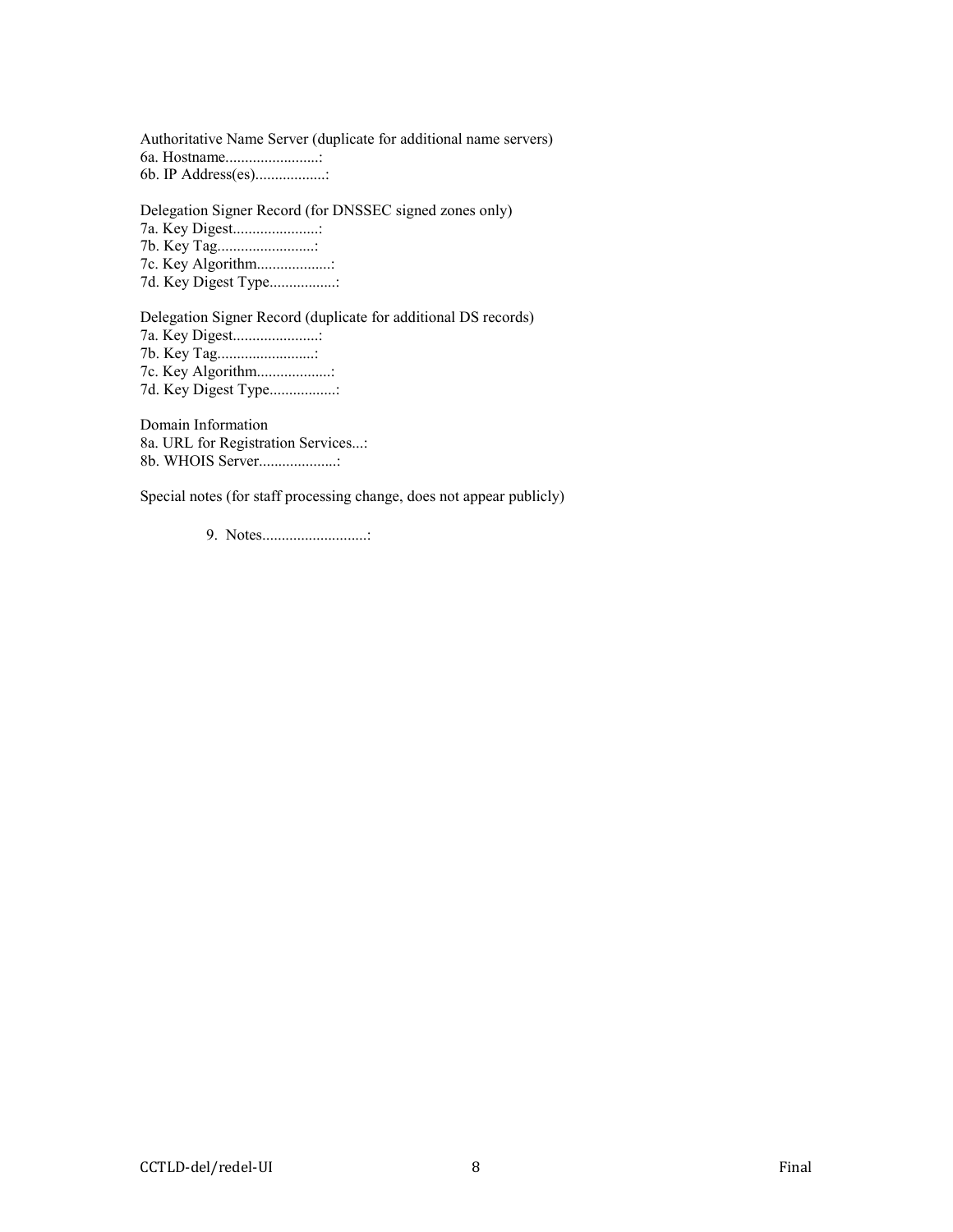Authoritative Name Server (duplicate for additional name servers)
6a. Hostname........................:
6b. IP Address(es)..................:

Delegation Signer Record (for DNSSEC signed zones only)
7a. Key Digest......................:
7b. Key Tag.........................:
7c. Key Algorithm...................:
7d. Key Digest Type.................:

Delegation Signer Record (duplicate for additional DS records)
7a. Key Digest......................:
7b. Key Tag.........................:
7c. Key Algorithm...................:
7d. Key Digest Type.................:

Domain Information
8a. URL for Registration Services...:
8b. WHOIS Server....................:

Special notes (for staff processing change, does not appear publicly)

9. Notes...........................: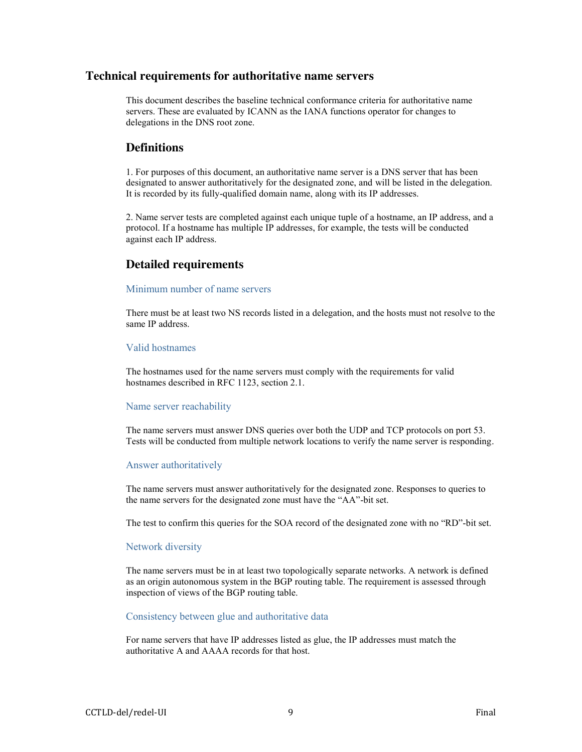## Technical requirements for authoritative name servers

This document describes the baseline technical conformance criteria for authoritative name servers. These are evaluated by ICANN as the IANA functions operator for changes to delegations in the DNS root zone.

### Definitions

1. For purposes of this document, an authoritative name server is a DNS server that has been designated to answer authoritatively for the designated zone, and will be listed in the delegation. It is recorded by its fully-qualified domain name, along with its IP addresses.

2. Name server tests are completed against each unique tuple of a hostname, an IP address, and a protocol. If a hostname has multiple IP addresses, for example, the tests will be conducted against each IP address.

### Detailed requirements

#### Minimum number of name servers

There must be at least two NS records listed in a delegation, and the hosts must not resolve to the same IP address.

#### Valid hostnames

The hostnames used for the name servers must comply with the requirements for valid hostnames described in RFC 1123, section 2.1.

#### Name server reachability

The name servers must answer DNS queries over both the UDP and TCP protocols on port 53. Tests will be conducted from multiple network locations to verify the name server is responding.

#### Answer authoritatively

The name servers must answer authoritatively for the designated zone. Responses to queries to the name servers for the designated zone must have the “AA”-bit set.

The test to confirm this queries for the SOA record of the designated zone with no “RD”-bit set.

#### Network diversity

The name servers must be in at least two topologically separate networks. A network is defined as an origin autonomous system in the BGP routing table. The requirement is assessed through inspection of views of the BGP routing table.

#### Consistency between glue and authoritative data

For name servers that have IP addresses listed as glue, the IP addresses must match the authoritative A and AAAA records for that host.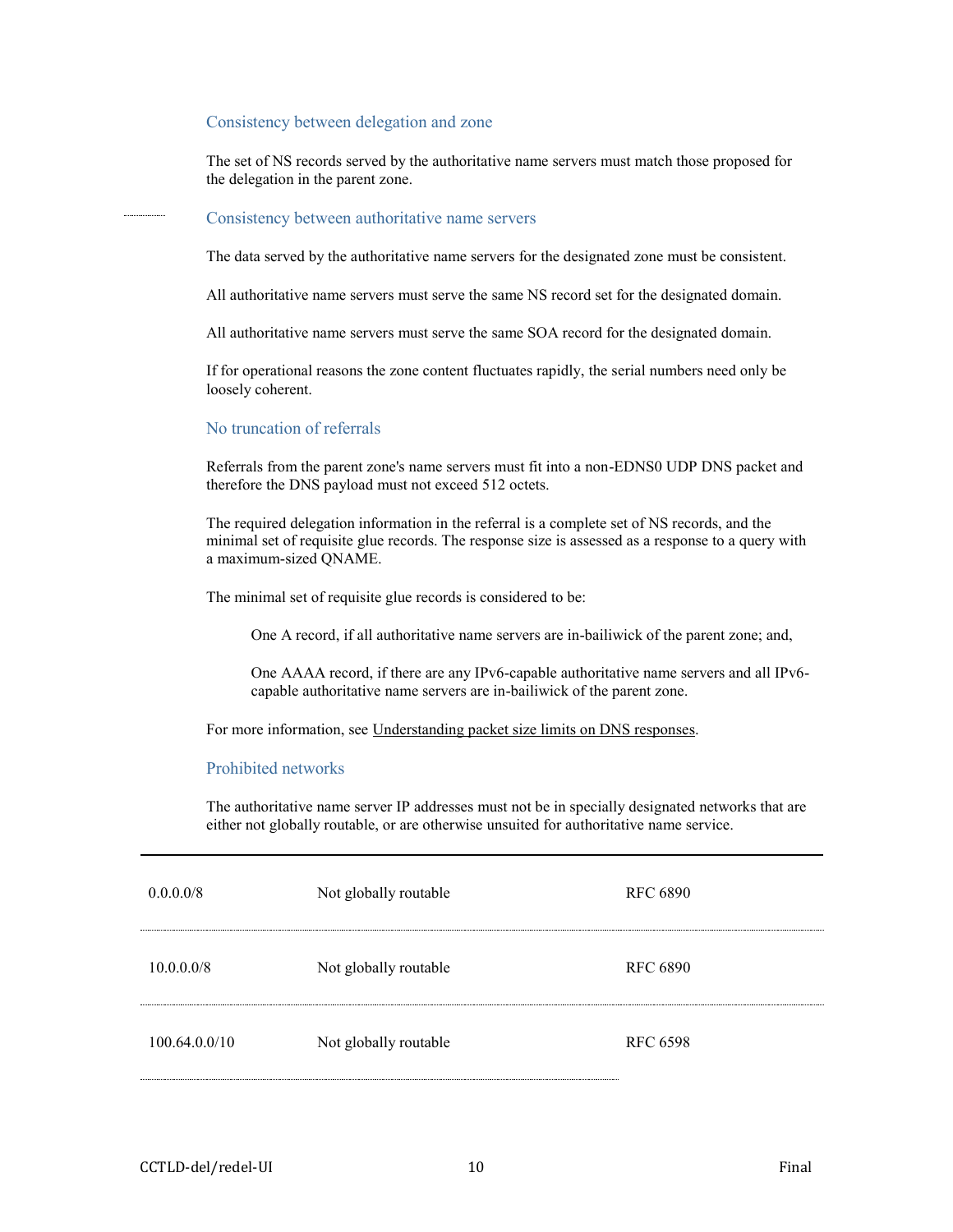### Consistency between delegation and zone

The set of NS records served by the authoritative name servers must match those proposed for the delegation in the parent zone.

### Consistency between authoritative name servers

The data served by the authoritative name servers for the designated zone must be consistent.

All authoritative name servers must serve the same NS record set for the designated domain.

All authoritative name servers must serve the same SOA record for the designated domain.

If for operational reasons the zone content fluctuates rapidly, the serial numbers need only be loosely coherent.

### No truncation of referrals

Referrals from the parent zone's name servers must fit into a non-EDNS0 UDP DNS packet and therefore the DNS payload must not exceed 512 octets.

The required delegation information in the referral is a complete set of NS records, and the minimal set of requisite glue records. The response size is assessed as a response to a query with a maximum-sized QNAME.

The minimal set of requisite glue records is considered to be:

> One A record, if all authoritative name servers are in-bailiwick of the parent zone; and,
>
> One AAAA record, if there are any IPv6-capable authoritative name servers and all IPv6-capable authoritative name servers are in-bailiwick of the parent zone.

For more information, see Understanding packet size limits on DNS responses.

### Prohibited networks

The authoritative name server IP addresses must not be in specially designated networks that are either not globally routable, or are otherwise unsuited for authoritative name service.

| | | |
|---|---|---|
| 0.0.0.0/8 | Not globally routable | RFC 6890 |
| 10.0.0.0/8 | Not globally routable | RFC 6890 |
| 100.64.0.0/10 | Not globally routable | RFC 6598 |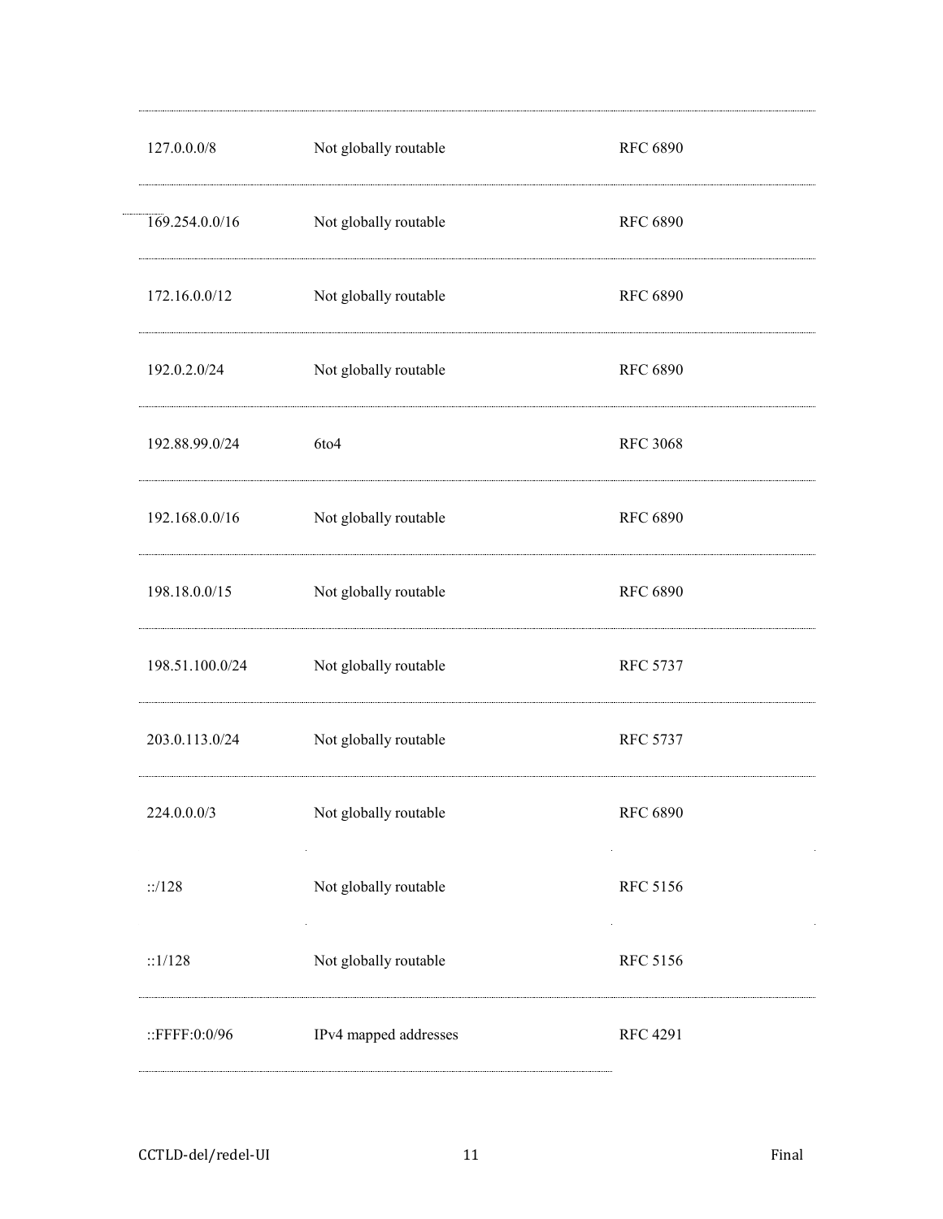| | | |
|---|---|---|
| 127.0.0.0/8 | Not globally routable | RFC 6890 |
| 169.254.0.0/16 | Not globally routable | RFC 6890 |
| 172.16.0.0/12 | Not globally routable | RFC 6890 |
| 192.0.2.0/24 | Not globally routable | RFC 6890 |
| 192.88.99.0/24 | 6to4 | RFC 3068 |
| 192.168.0.0/16 | Not globally routable | RFC 6890 |
| 198.18.0.0/15 | Not globally routable | RFC 6890 |
| 198.51.100.0/24 | Not globally routable | RFC 5737 |
| 203.0.113.0/24 | Not globally routable | RFC 5737 |
| 224.0.0.0/3 | Not globally routable | RFC 6890 |
| ::/128 | Not globally routable | RFC 5156 |
| ::1/128 | Not globally routable | RFC 5156 |
| ::FFFF:0:0/96 | IPv4 mapped addresses | RFC 4291 |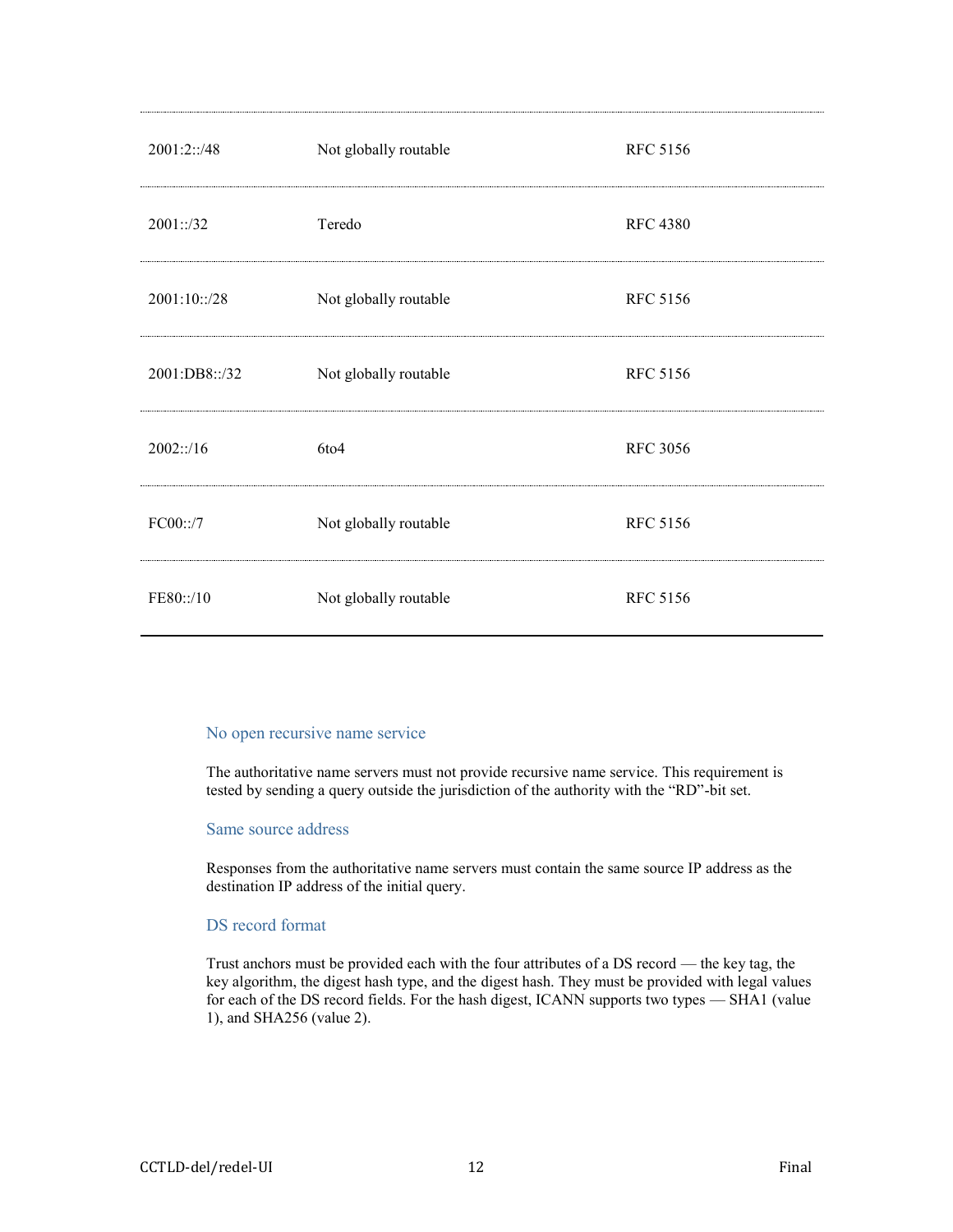| | | |
|---|---|---|
| 2001:2::/48 | Not globally routable | RFC 5156 |
| 2001::/32 | Teredo | RFC 4380 |
| 2001:10::/28 | Not globally routable | RFC 5156 |
| 2001:DB8::/32 | Not globally routable | RFC 5156 |
| 2002::/16 | 6to4 | RFC 3056 |
| FC00::/7 | Not globally routable | RFC 5156 |
| FE80::/10 | Not globally routable | RFC 5156 |

### No open recursive name service

The authoritative name servers must not provide recursive name service. This requirement is tested by sending a query outside the jurisdiction of the authority with the "RD"-bit set.

### Same source address

Responses from the authoritative name servers must contain the same source IP address as the destination IP address of the initial query.

### DS record format

Trust anchors must be provided each with the four attributes of a DS record — the key tag, the key algorithm, the digest hash type, and the digest hash. They must be provided with legal values for each of the DS record fields. For the hash digest, ICANN supports two types — SHA1 (value 1), and SHA256 (value 2).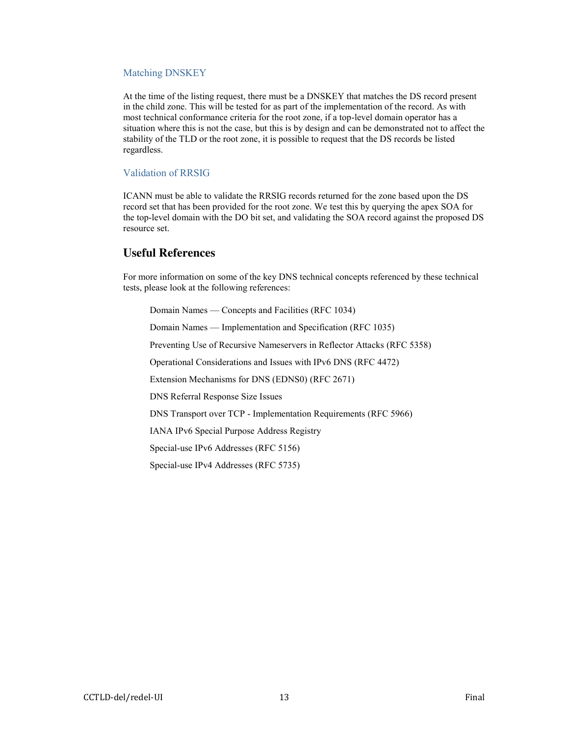### Matching DNSKEY

At the time of the listing request, there must be a DNSKEY that matches the DS record present in the child zone. This will be tested for as part of the implementation of the record. As with most technical conformance criteria for the root zone, if a top-level domain operator has a situation where this is not the case, but this is by design and can be demonstrated not to affect the stability of the TLD or the root zone, it is possible to request that the DS records be listed regardless.

### Validation of RRSIG

ICANN must be able to validate the RRSIG records returned for the zone based upon the DS record set that has been provided for the root zone. We test this by querying the apex SOA for the top-level domain with the DO bit set, and validating the SOA record against the proposed DS resource set.

## Useful References

For more information on some of the key DNS technical concepts referenced by these technical tests, please look at the following references:

- Domain Names — Concepts and Facilities (RFC 1034)
- Domain Names — Implementation and Specification (RFC 1035)
- Preventing Use of Recursive Nameservers in Reflector Attacks (RFC 5358)
- Operational Considerations and Issues with IPv6 DNS (RFC 4472)
- Extension Mechanisms for DNS (EDNS0) (RFC 2671)
- DNS Referral Response Size Issues
- DNS Transport over TCP - Implementation Requirements (RFC 5966)
- IANA IPv6 Special Purpose Address Registry
- Special-use IPv6 Addresses (RFC 5156)
- Special-use IPv4 Addresses (RFC 5735)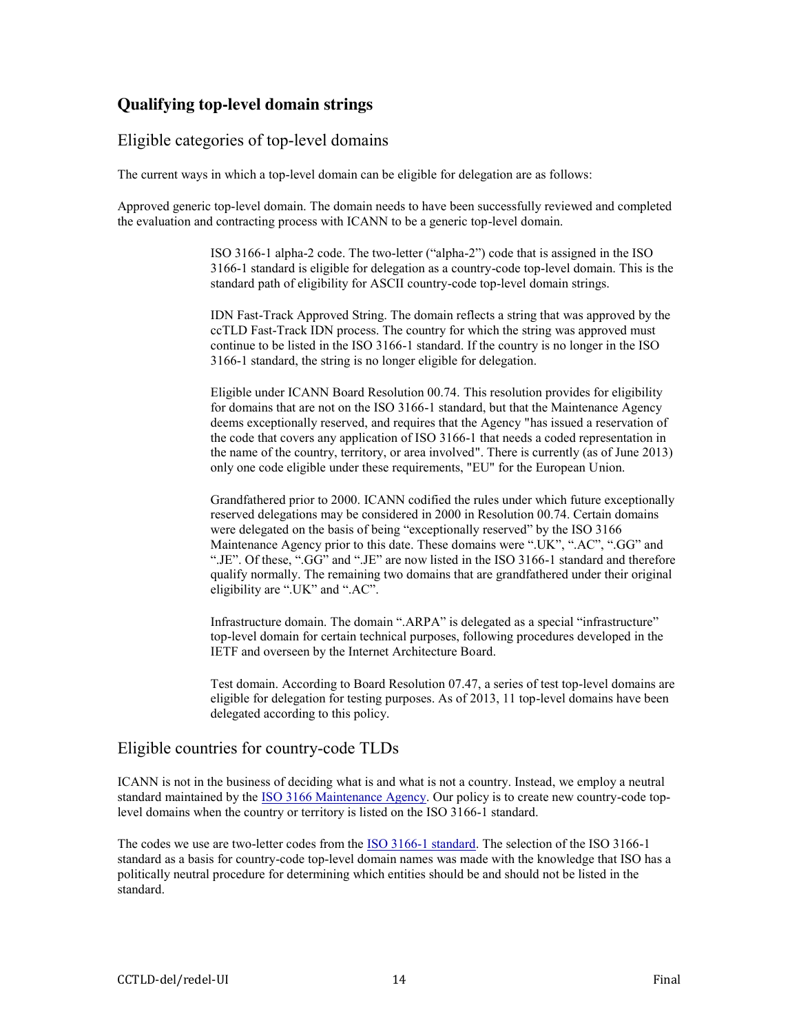## Qualifying top-level domain strings

### Eligible categories of top-level domains

The current ways in which a top-level domain can be eligible for delegation are as follows:

Approved generic top-level domain. The domain needs to have been successfully reviewed and completed the evaluation and contracting process with ICANN to be a generic top-level domain.

ISO 3166-1 alpha-2 code. The two-letter (“alpha-2”) code that is assigned in the ISO 3166-1 standard is eligible for delegation as a country-code top-level domain. This is the standard path of eligibility for ASCII country-code top-level domain strings.

IDN Fast-Track Approved String. The domain reflects a string that was approved by the ccTLD Fast-Track IDN process. The country for which the string was approved must continue to be listed in the ISO 3166-1 standard. If the country is no longer in the ISO 3166-1 standard, the string is no longer eligible for delegation.

Eligible under ICANN Board Resolution 00.74. This resolution provides for eligibility for domains that are not on the ISO 3166-1 standard, but that the Maintenance Agency deems exceptionally reserved, and requires that the Agency "has issued a reservation of the code that covers any application of ISO 3166-1 that needs a coded representation in the name of the country, territory, or area involved". There is currently (as of June 2013) only one code eligible under these requirements, "EU" for the European Union.

Grandfathered prior to 2000. ICANN codified the rules under which future exceptionally reserved delegations may be considered in 2000 in Resolution 00.74. Certain domains were delegated on the basis of being “exceptionally reserved” by the ISO 3166 Maintenance Agency prior to this date. These domains were “.UK”, “.AC”, “.GG” and “.JE”. Of these, “.GG” and “.JE” are now listed in the ISO 3166-1 standard and therefore qualify normally. The remaining two domains that are grandfathered under their original eligibility are “.UK” and “.AC”.

Infrastructure domain. The domain “.ARPA” is delegated as a special “infrastructure” top-level domain for certain technical purposes, following procedures developed in the IETF and overseen by the Internet Architecture Board.

Test domain. According to Board Resolution 07.47, a series of test top-level domains are eligible for delegation for testing purposes. As of 2013, 11 top-level domains have been delegated according to this policy.

### Eligible countries for country-code TLDs

ICANN is not in the business of deciding what is and what is not a country. Instead, we employ a neutral standard maintained by the ISO 3166 Maintenance Agency. Our policy is to create new country-code top-level domains when the country or territory is listed on the ISO 3166-1 standard.

The codes we use are two-letter codes from the ISO 3166-1 standard. The selection of the ISO 3166-1 standard as a basis for country-code top-level domain names was made with the knowledge that ISO has a politically neutral procedure for determining which entities should be and should not be listed in the standard.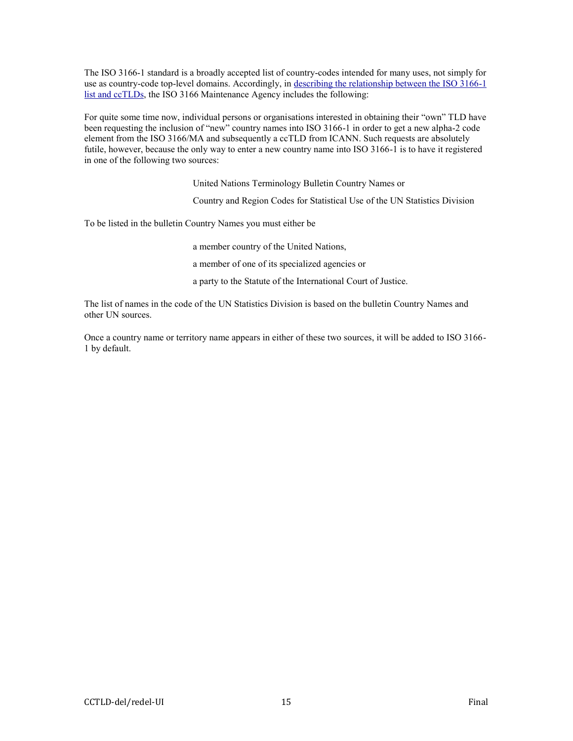The ISO 3166-1 standard is a broadly accepted list of country-codes intended for many uses, not simply for use as country-code top-level domains. Accordingly, in [describing the relationship between the ISO 3166-1 list and ccTLDs](), the ISO 3166 Maintenance Agency includes the following:

For quite some time now, individual persons or organisations interested in obtaining their "own" TLD have been requesting the inclusion of "new" country names into ISO 3166-1 in order to get a new alpha-2 code element from the ISO 3166/MA and subsequently a ccTLD from ICANN. Such requests are absolutely futile, however, because the only way to enter a new country name into ISO 3166-1 is to have it registered in one of the following two sources:

> United Nations Terminology Bulletin Country Names or
>
> Country and Region Codes for Statistical Use of the UN Statistics Division

To be listed in the bulletin Country Names you must either be

> a member country of the United Nations,
>
> a member of one of its specialized agencies or
>
> a party to the Statute of the International Court of Justice.

The list of names in the code of the UN Statistics Division is based on the bulletin Country Names and other UN sources.

Once a country name or territory name appears in either of these two sources, it will be added to ISO 3166-1 by default.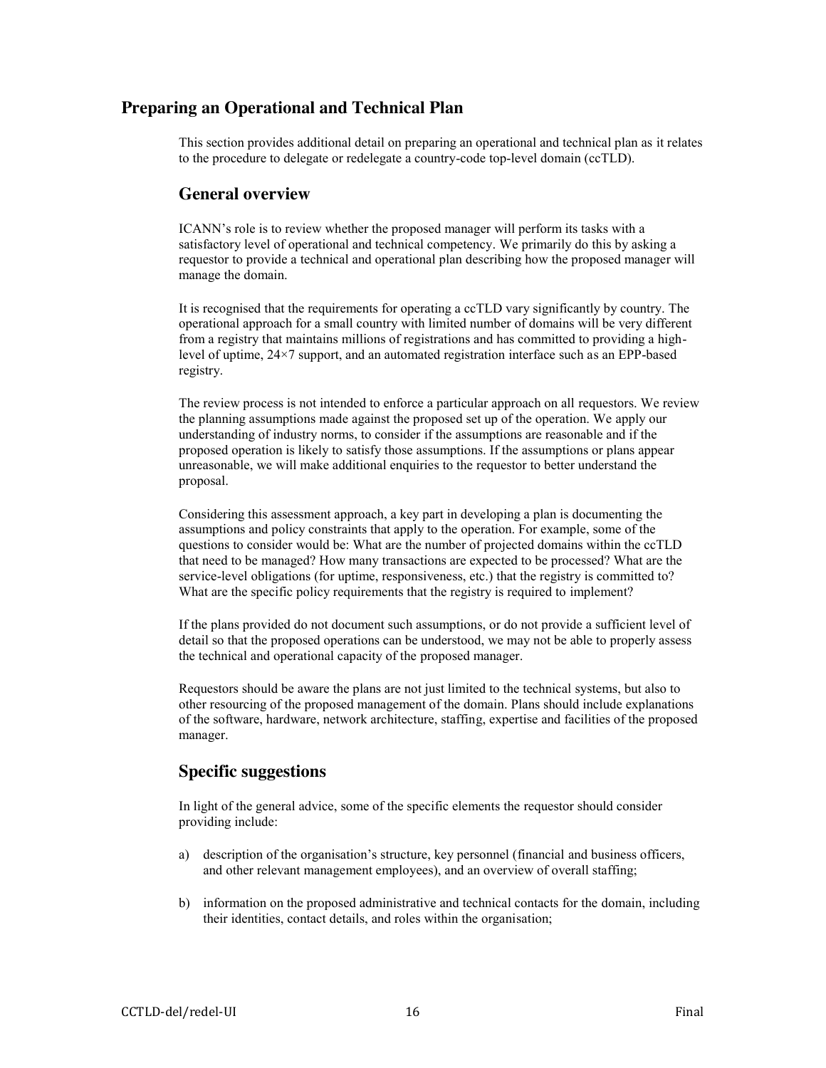## Preparing an Operational and Technical Plan

This section provides additional detail on preparing an operational and technical plan as it relates to the procedure to delegate or redelegate a country-code top-level domain (ccTLD).

### General overview

ICANN's role is to review whether the proposed manager will perform its tasks with a satisfactory level of operational and technical competency. We primarily do this by asking a requestor to provide a technical and operational plan describing how the proposed manager will manage the domain.

It is recognised that the requirements for operating a ccTLD vary significantly by country. The operational approach for a small country with limited number of domains will be very different from a registry that maintains millions of registrations and has committed to providing a high-level of uptime, 24×7 support, and an automated registration interface such as an EPP-based registry.

The review process is not intended to enforce a particular approach on all requestors. We review the planning assumptions made against the proposed set up of the operation. We apply our understanding of industry norms, to consider if the assumptions are reasonable and if the proposed operation is likely to satisfy those assumptions. If the assumptions or plans appear unreasonable, we will make additional enquiries to the requestor to better understand the proposal.

Considering this assessment approach, a key part in developing a plan is documenting the assumptions and policy constraints that apply to the operation. For example, some of the questions to consider would be: What are the number of projected domains within the ccTLD that need to be managed? How many transactions are expected to be processed? What are the service-level obligations (for uptime, responsiveness, etc.) that the registry is committed to? What are the specific policy requirements that the registry is required to implement?

If the plans provided do not document such assumptions, or do not provide a sufficient level of detail so that the proposed operations can be understood, we may not be able to properly assess the technical and operational capacity of the proposed manager.

Requestors should be aware the plans are not just limited to the technical systems, but also to other resourcing of the proposed management of the domain. Plans should include explanations of the software, hardware, network architecture, staffing, expertise and facilities of the proposed manager.

### Specific suggestions

In light of the general advice, some of the specific elements the requestor should consider providing include:

a) description of the organisation's structure, key personnel (financial and business officers, and other relevant management employees), and an overview of overall staffing;

b) information on the proposed administrative and technical contacts for the domain, including their identities, contact details, and roles within the organisation;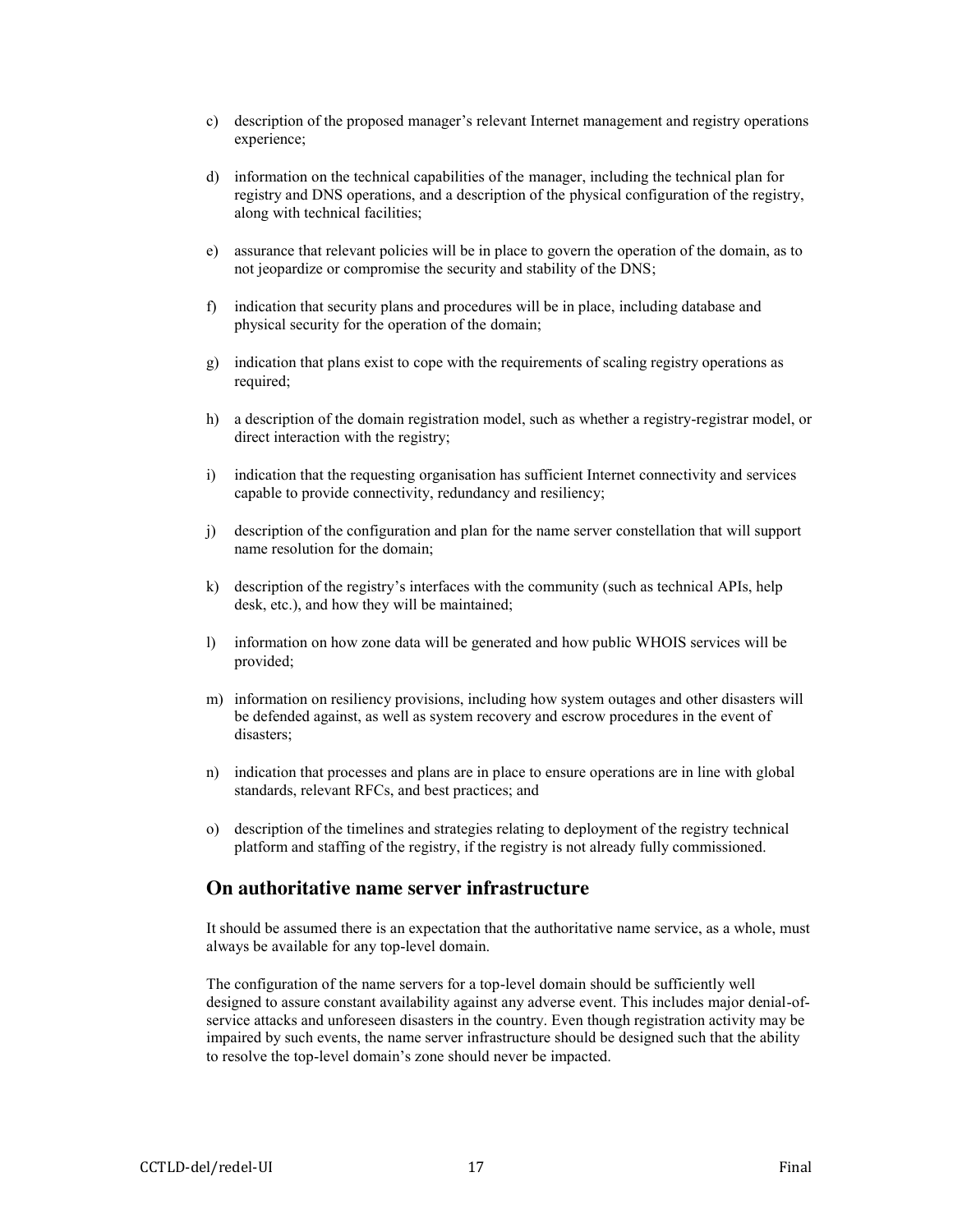c) description of the proposed manager's relevant Internet management and registry operations experience;

d) information on the technical capabilities of the manager, including the technical plan for registry and DNS operations, and a description of the physical configuration of the registry, along with technical facilities;

e) assurance that relevant policies will be in place to govern the operation of the domain, as to not jeopardize or compromise the security and stability of the DNS;

f) indication that security plans and procedures will be in place, including database and physical security for the operation of the domain;

g) indication that plans exist to cope with the requirements of scaling registry operations as required;

h) a description of the domain registration model, such as whether a registry-registrar model, or direct interaction with the registry;

i) indication that the requesting organisation has sufficient Internet connectivity and services capable to provide connectivity, redundancy and resiliency;

j) description of the configuration and plan for the name server constellation that will support name resolution for the domain;

k) description of the registry's interfaces with the community (such as technical APIs, help desk, etc.), and how they will be maintained;

l) information on how zone data will be generated and how public WHOIS services will be provided;

m) information on resiliency provisions, including how system outages and other disasters will be defended against, as well as system recovery and escrow procedures in the event of disasters;

n) indication that processes and plans are in place to ensure operations are in line with global standards, relevant RFCs, and best practices; and

o) description of the timelines and strategies relating to deployment of the registry technical platform and staffing of the registry, if the registry is not already fully commissioned.

## On authoritative name server infrastructure

It should be assumed there is an expectation that the authoritative name service, as a whole, must always be available for any top-level domain.

The configuration of the name servers for a top-level domain should be sufficiently well designed to assure constant availability against any adverse event. This includes major denial-of-service attacks and unforeseen disasters in the country. Even though registration activity may be impaired by such events, the name server infrastructure should be designed such that the ability to resolve the top-level domain's zone should never be impacted.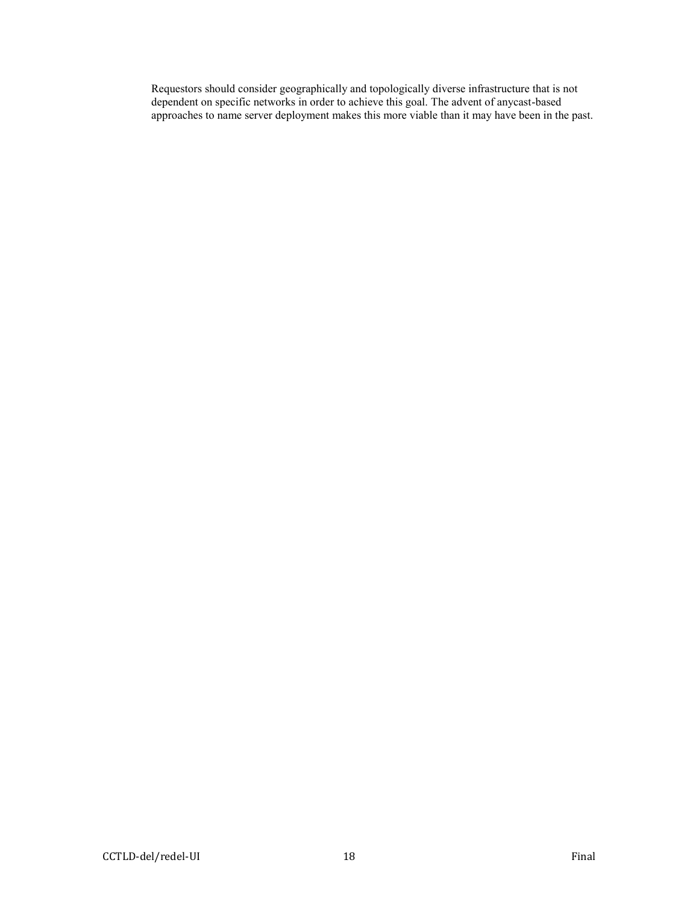Requestors should consider geographically and topologically diverse infrastructure that is not dependent on specific networks in order to achieve this goal. The advent of anycast-based approaches to name server deployment makes this more viable than it may have been in the past.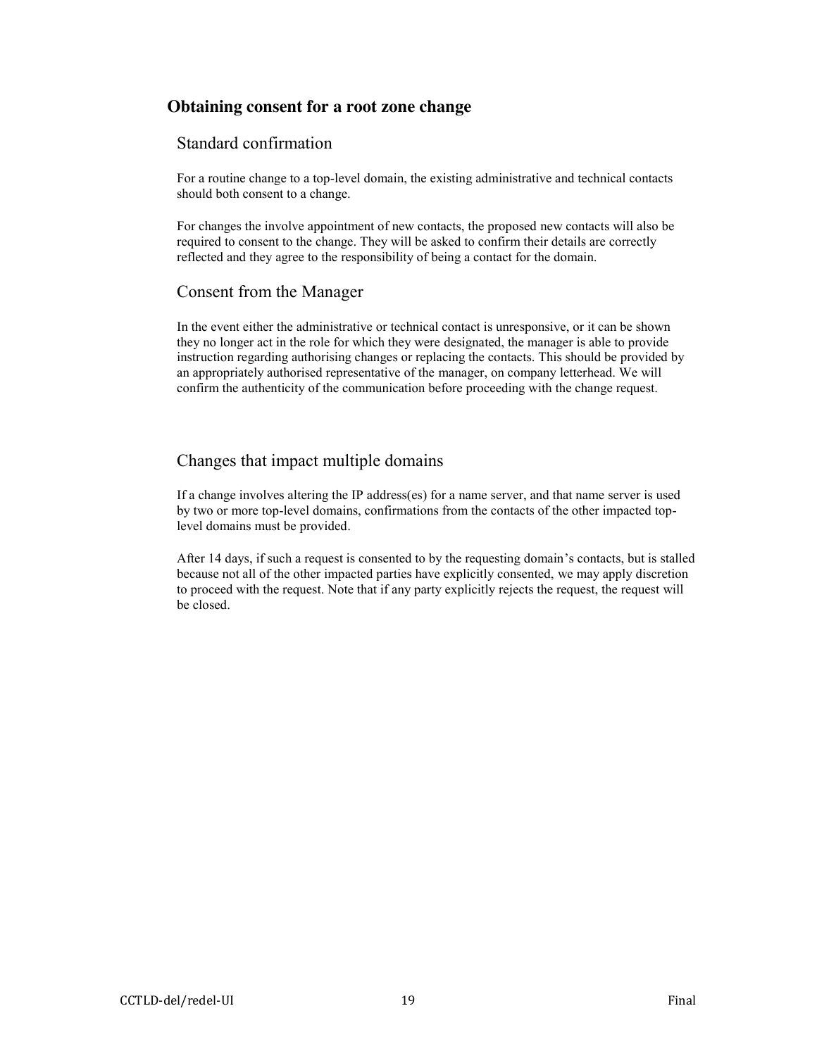## Obtaining consent for a root zone change

### Standard confirmation

For a routine change to a top-level domain, the existing administrative and technical contacts should both consent to a change.

For changes the involve appointment of new contacts, the proposed new contacts will also be required to consent to the change. They will be asked to confirm their details are correctly reflected and they agree to the responsibility of being a contact for the domain.

### Consent from the Manager

In the event either the administrative or technical contact is unresponsive, or it can be shown they no longer act in the role for which they were designated, the manager is able to provide instruction regarding authorising changes or replacing the contacts. This should be provided by an appropriately authorised representative of the manager, on company letterhead. We will confirm the authenticity of the communication before proceeding with the change request.

### Changes that impact multiple domains

If a change involves altering the IP address(es) for a name server, and that name server is used by two or more top-level domains, confirmations from the contacts of the other impacted top-level domains must be provided.

After 14 days, if such a request is consented to by the requesting domain's contacts, but is stalled because not all of the other impacted parties have explicitly consented, we may apply discretion to proceed with the request. Note that if any party explicitly rejects the request, the request will be closed.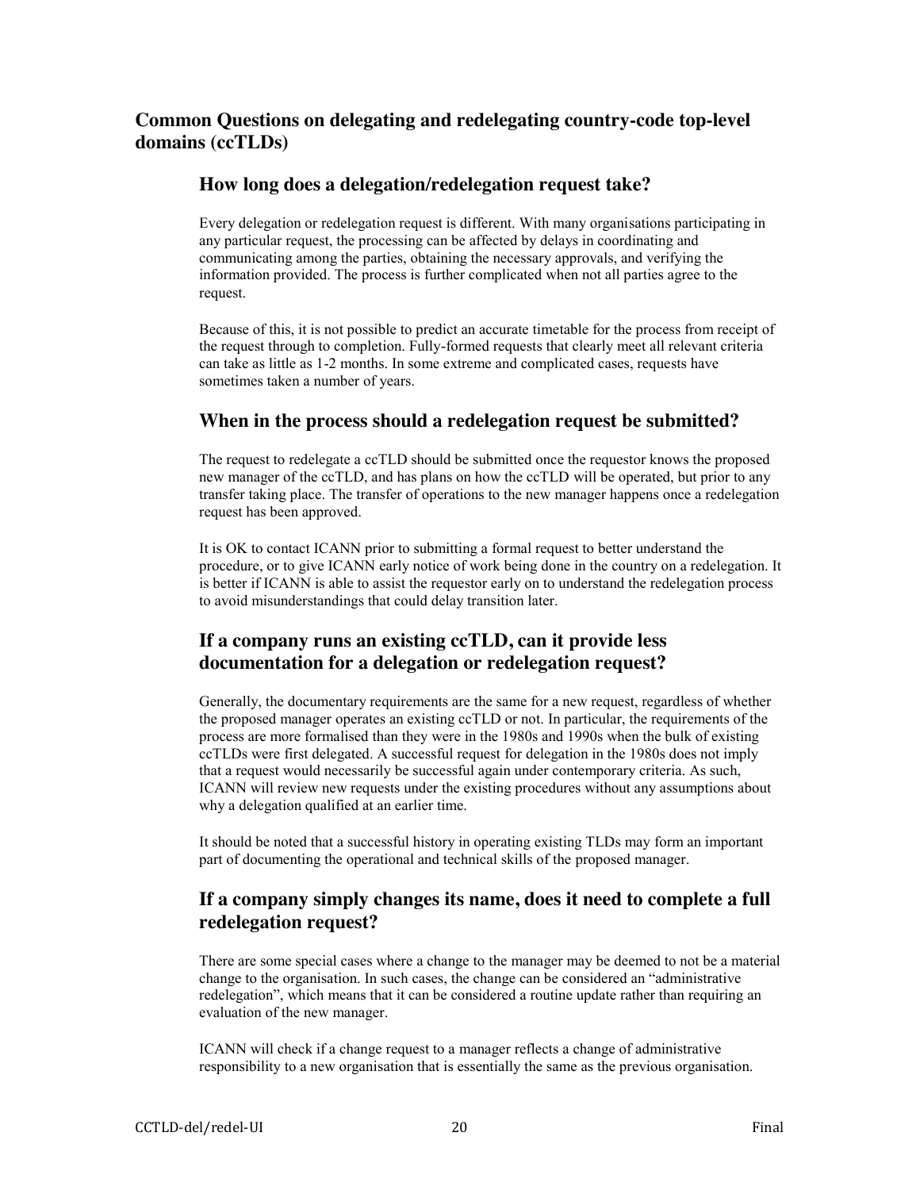## Common Questions on delegating and redelegating country-code top-level domains (ccTLDs)

### How long does a delegation/redelegation request take?

Every delegation or redelegation request is different. With many organisations participating in any particular request, the processing can be affected by delays in coordinating and communicating among the parties, obtaining the necessary approvals, and verifying the information provided. The process is further complicated when not all parties agree to the request.

Because of this, it is not possible to predict an accurate timetable for the process from receipt of the request through to completion. Fully-formed requests that clearly meet all relevant criteria can take as little as 1-2 months. In some extreme and complicated cases, requests have sometimes taken a number of years.

### When in the process should a redelegation request be submitted?

The request to redelegate a ccTLD should be submitted once the requestor knows the proposed new manager of the ccTLD, and has plans on how the ccTLD will be operated, but prior to any transfer taking place. The transfer of operations to the new manager happens once a redelegation request has been approved.

It is OK to contact ICANN prior to submitting a formal request to better understand the procedure, or to give ICANN early notice of work being done in the country on a redelegation. It is better if ICANN is able to assist the requestor early on to understand the redelegation process to avoid misunderstandings that could delay transition later.

### If a company runs an existing ccTLD, can it provide less documentation for a delegation or redelegation request?

Generally, the documentary requirements are the same for a new request, regardless of whether the proposed manager operates an existing ccTLD or not. In particular, the requirements of the process are more formalised than they were in the 1980s and 1990s when the bulk of existing ccTLDs were first delegated. A successful request for delegation in the 1980s does not imply that a request would necessarily be successful again under contemporary criteria. As such, ICANN will review new requests under the existing procedures without any assumptions about why a delegation qualified at an earlier time.

It should be noted that a successful history in operating existing TLDs may form an important part of documenting the operational and technical skills of the proposed manager.

### If a company simply changes its name, does it need to complete a full redelegation request?

There are some special cases where a change to the manager may be deemed to not be a material change to the organisation. In such cases, the change can be considered an "administrative redelegation", which means that it can be considered a routine update rather than requiring an evaluation of the new manager.

ICANN will check if a change request to a manager reflects a change of administrative responsibility to a new organisation that is essentially the same as the previous organisation.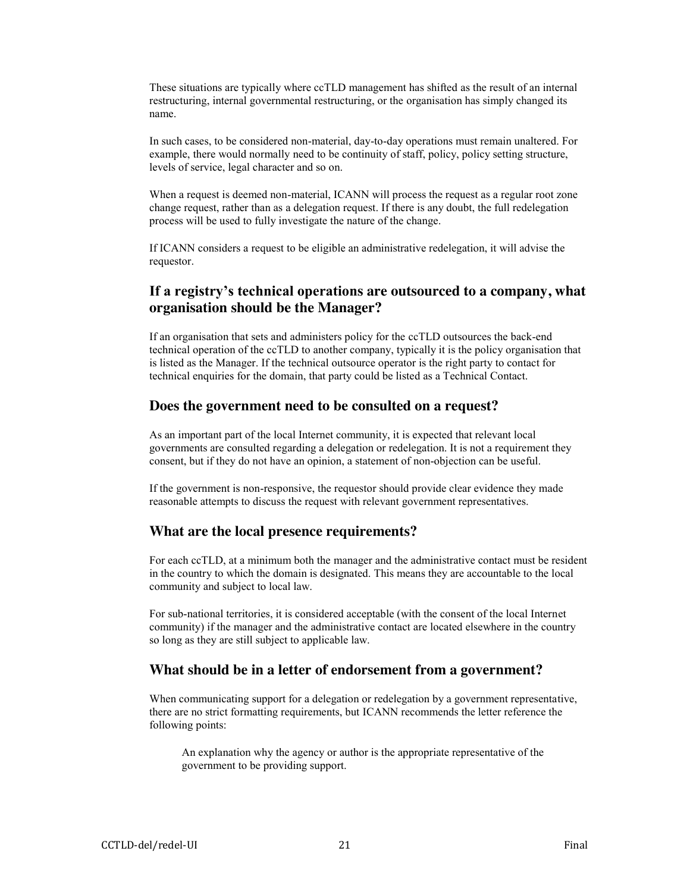These situations are typically where ccTLD management has shifted as the result of an internal restructuring, internal governmental restructuring, or the organisation has simply changed its name.

In such cases, to be considered non-material, day-to-day operations must remain unaltered. For example, there would normally need to be continuity of staff, policy, policy setting structure, levels of service, legal character and so on.

When a request is deemed non-material, ICANN will process the request as a regular root zone change request, rather than as a delegation request. If there is any doubt, the full redelegation process will be used to fully investigate the nature of the change.

If ICANN considers a request to be eligible an administrative redelegation, it will advise the requestor.

## If a registry's technical operations are outsourced to a company, what organisation should be the Manager?

If an organisation that sets and administers policy for the ccTLD outsources the back-end technical operation of the ccTLD to another company, typically it is the policy organisation that is listed as the Manager. If the technical outsource operator is the right party to contact for technical enquiries for the domain, that party could be listed as a Technical Contact.

## Does the government need to be consulted on a request?

As an important part of the local Internet community, it is expected that relevant local governments are consulted regarding a delegation or redelegation. It is not a requirement they consent, but if they do not have an opinion, a statement of non-objection can be useful.

If the government is non-responsive, the requestor should provide clear evidence they made reasonable attempts to discuss the request with relevant government representatives.

## What are the local presence requirements?

For each ccTLD, at a minimum both the manager and the administrative contact must be resident in the country to which the domain is designated. This means they are accountable to the local community and subject to local law.

For sub-national territories, it is considered acceptable (with the consent of the local Internet community) if the manager and the administrative contact are located elsewhere in the country so long as they are still subject to applicable law.

## What should be in a letter of endorsement from a government?

When communicating support for a delegation or redelegation by a government representative, there are no strict formatting requirements, but ICANN recommends the letter reference the following points:

> An explanation why the agency or author is the appropriate representative of the government to be providing support.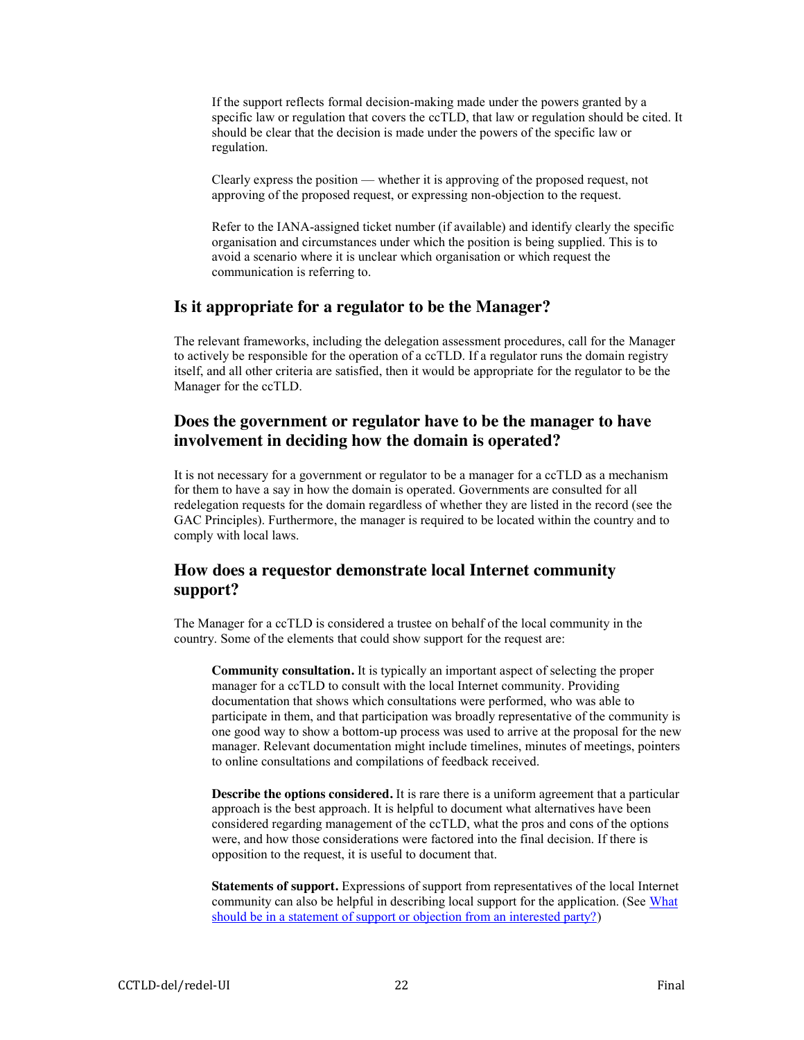If the support reflects formal decision-making made under the powers granted by a specific law or regulation that covers the ccTLD, that law or regulation should be cited. It should be clear that the decision is made under the powers of the specific law or regulation.

Clearly express the position — whether it is approving of the proposed request, not approving of the proposed request, or expressing non-objection to the request.

Refer to the IANA-assigned ticket number (if available) and identify clearly the specific organisation and circumstances under which the position is being supplied. This is to avoid a scenario where it is unclear which organisation or which request the communication is referring to.

## Is it appropriate for a regulator to be the Manager?

The relevant frameworks, including the delegation assessment procedures, call for the Manager to actively be responsible for the operation of a ccTLD. If a regulator runs the domain registry itself, and all other criteria are satisfied, then it would be appropriate for the regulator to be the Manager for the ccTLD.

## Does the government or regulator have to be the manager to have involvement in deciding how the domain is operated?

It is not necessary for a government or regulator to be a manager for a ccTLD as a mechanism for them to have a say in how the domain is operated. Governments are consulted for all redelegation requests for the domain regardless of whether they are listed in the record (see the GAC Principles). Furthermore, the manager is required to be located within the country and to comply with local laws.

## How does a requestor demonstrate local Internet community support?

The Manager for a ccTLD is considered a trustee on behalf of the local community in the country. Some of the elements that could show support for the request are:

**Community consultation.** It is typically an important aspect of selecting the proper manager for a ccTLD to consult with the local Internet community. Providing documentation that shows which consultations were performed, who was able to participate in them, and that participation was broadly representative of the community is one good way to show a bottom-up process was used to arrive at the proposal for the new manager. Relevant documentation might include timelines, minutes of meetings, pointers to online consultations and compilations of feedback received.

**Describe the options considered.** It is rare there is a uniform agreement that a particular approach is the best approach. It is helpful to document what alternatives have been considered regarding management of the ccTLD, what the pros and cons of the options were, and how those considerations were factored into the final decision. If there is opposition to the request, it is useful to document that.

**Statements of support.** Expressions of support from representatives of the local Internet community can also be helpful in describing local support for the application. (See What should be in a statement of support or objection from an interested party?)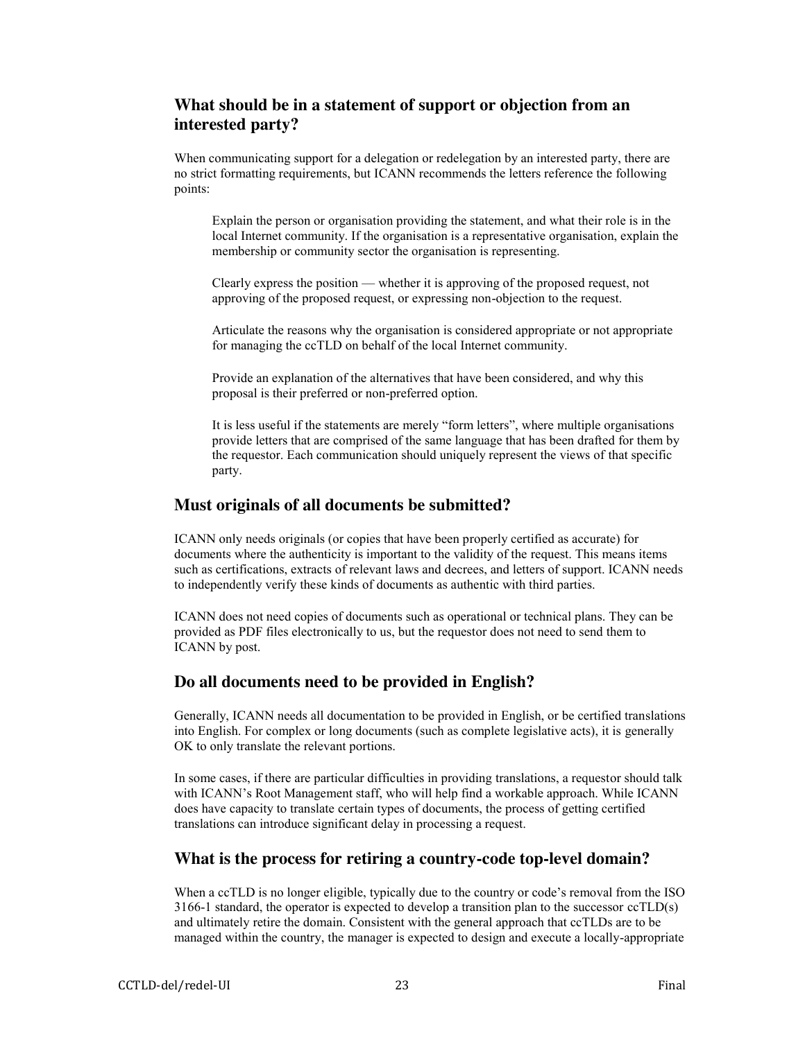## What should be in a statement of support or objection from an interested party?

When communicating support for a delegation or redelegation by an interested party, there are no strict formatting requirements, but ICANN recommends the letters reference the following points:

> Explain the person or organisation providing the statement, and what their role is in the local Internet community. If the organisation is a representative organisation, explain the membership or community sector the organisation is representing.
>
> Clearly express the position — whether it is approving of the proposed request, not approving of the proposed request, or expressing non-objection to the request.
>
> Articulate the reasons why the organisation is considered appropriate or not appropriate for managing the ccTLD on behalf of the local Internet community.
>
> Provide an explanation of the alternatives that have been considered, and why this proposal is their preferred or non-preferred option.
>
> It is less useful if the statements are merely "form letters", where multiple organisations provide letters that are comprised of the same language that has been drafted for them by the requestor. Each communication should uniquely represent the views of that specific party.

## Must originals of all documents be submitted?

ICANN only needs originals (or copies that have been properly certified as accurate) for documents where the authenticity is important to the validity of the request. This means items such as certifications, extracts of relevant laws and decrees, and letters of support. ICANN needs to independently verify these kinds of documents as authentic with third parties.

ICANN does not need copies of documents such as operational or technical plans. They can be provided as PDF files electronically to us, but the requestor does not need to send them to ICANN by post.

## Do all documents need to be provided in English?

Generally, ICANN needs all documentation to be provided in English, or be certified translations into English. For complex or long documents (such as complete legislative acts), it is generally OK to only translate the relevant portions.

In some cases, if there are particular difficulties in providing translations, a requestor should talk with ICANN's Root Management staff, who will help find a workable approach. While ICANN does have capacity to translate certain types of documents, the process of getting certified translations can introduce significant delay in processing a request.

## What is the process for retiring a country-code top-level domain?

When a ccTLD is no longer eligible, typically due to the country or code's removal from the ISO 3166-1 standard, the operator is expected to develop a transition plan to the successor ccTLD(s) and ultimately retire the domain. Consistent with the general approach that ccTLDs are to be managed within the country, the manager is expected to design and execute a locally-appropriate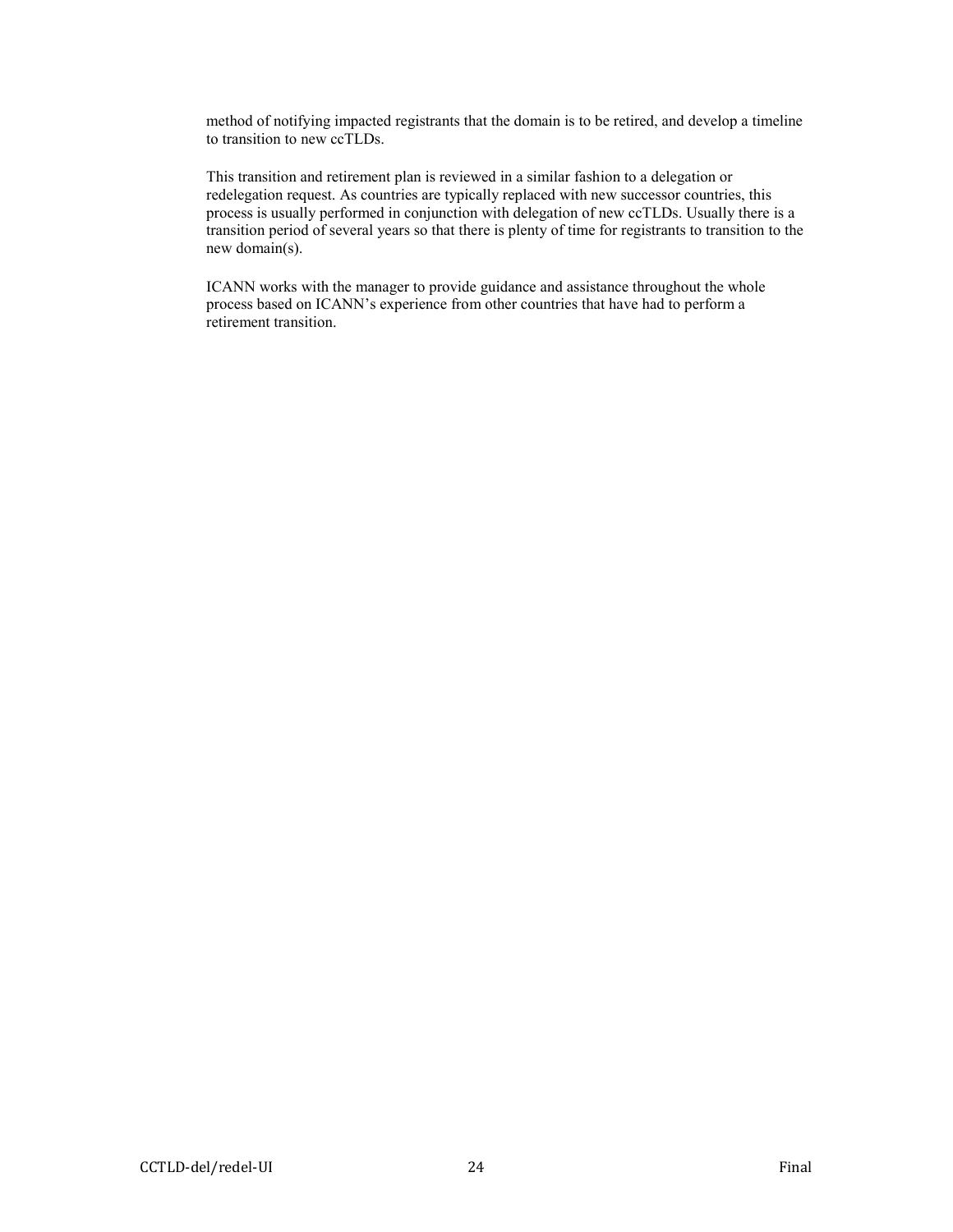method of notifying impacted registrants that the domain is to be retired, and develop a timeline to transition to new ccTLDs.

This transition and retirement plan is reviewed in a similar fashion to a delegation or redelegation request. As countries are typically replaced with new successor countries, this process is usually performed in conjunction with delegation of new ccTLDs. Usually there is a transition period of several years so that there is plenty of time for registrants to transition to the new domain(s).

ICANN works with the manager to provide guidance and assistance throughout the whole process based on ICANN's experience from other countries that have had to perform a retirement transition.